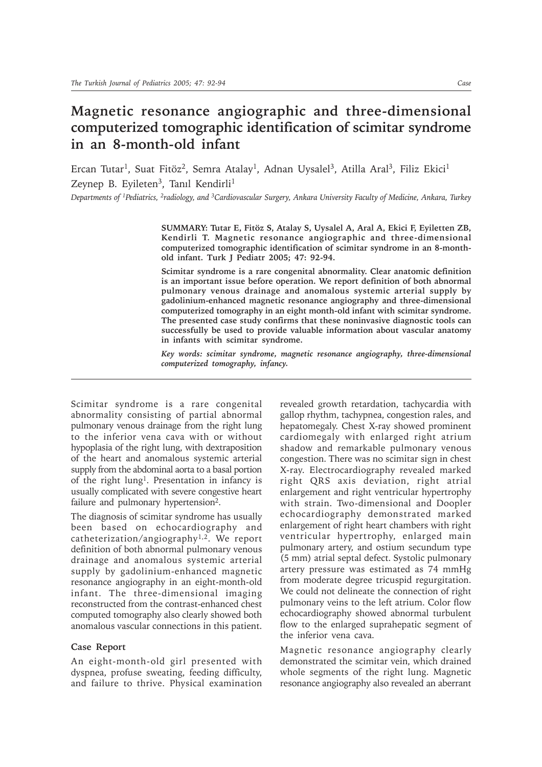# Magnetic resonance angiographic and three-dimensional computerized tomographic identification of scimitar syndrome in an 8-month-old infant

Ercan Tutar[1], Suat Fitöz[2], Semra Atalay[1], Adnan Uysalel[3], Atilla Aral[3], Filiz Ekici[1] Zeynep B. Eyileten[3], Tanıl Kendirli[1]

*Departments of [1]Pediatrics, [2]radiology, and [3]Cardiovascular Surgery, Ankara University Faculty of Medicine, Ankara, Turkey*

**SUMMARY: Tutar E, Fitöz S, Atalay S, Uysalel A, Aral A, Ekici F, Eyiletten ZB, Kendirli T. Magnetic resonance angiographic and three-dimensional computerized tomographic identification of scimitar syndrome in an 8-month-old infant. Turk J Pediatr 2005; 47: 92-94.**

**Scimitar syndrome is a rare congenital abnormality. Clear anatomic definition is an important issue before operation. We report definition of both abnormal pulmonary venous drainage and anomalous systemic arterial supply by gadolinium-enhanced magnetic resonance angiography and three-dimensional computerized tomography in an eight month-old infant with scimitar syndrome. The presented case study confirms that these noninvasive diagnostic tools can successfully be used to provide valuable information about vascular anatomy in infants with scimitar syndrome.**

***Key words: scimitar syndrome, magnetic resonance angiography, three-dimensional computerized tomography, infancy.***

Scimitar syndrome is a rare congenital abnormality consisting of partial abnormal pulmonary venous drainage from the right lung to the inferior vena cava with or without hypoplasia of the right lung, with dextraposition of the heart and anomalous systemic arterial supply from the abdominal aorta to a basal portion of the right lung[1]. Presentation in infancy is usually complicated with severe congestive heart failure and pulmonary hypertension[2].

The diagnosis of scimitar syndrome has usually been based on echocardiography and catheterization/angiography[1,2]. We report definition of both abnormal pulmonary venous drainage and anomalous systemic arterial supply by gadolinium-enhanced magnetic resonance angiography in an eight-month-old infant. The three-dimensional imaging reconstructed from the contrast-enhanced chest computed tomography also clearly showed both anomalous vascular connections in this patient.

## Case Report

An eight-month-old girl presented with dyspnea, profuse sweating, feeding difficulty, and failure to thrive. Physical examination revealed growth retardation, tachycardia with gallop rhythm, tachypnea, congestion rales, and hepatomegaly. Chest X-ray showed prominent cardiomegaly with enlarged right atrium shadow and remarkable pulmonary venous congestion. There was no scimitar sign in chest X-ray. Electrocardiography revealed marked right QRS axis deviation, right atrial enlargement and right ventricular hypertrophy with strain. Two-dimensional and Doopler echocardiography demonstrated marked enlargement of right heart chambers with right ventricular hypertrophy, enlarged main pulmonary artery, and ostium secundum type (5 mm) atrial septal defect. Systolic pulmonary artery pressure was estimated as 74 mmHg from moderate degree tricuspid regurgitation. We could not delineate the connection of right pulmonary veins to the left atrium. Color flow echocardiography showed abnormal turbulent flow to the enlarged suprahepatic segment of the inferior vena cava.

Magnetic resonance angiography clearly demonstrated the scimitar vein, which drained whole segments of the right lung. Magnetic resonance angiography also revealed an aberrant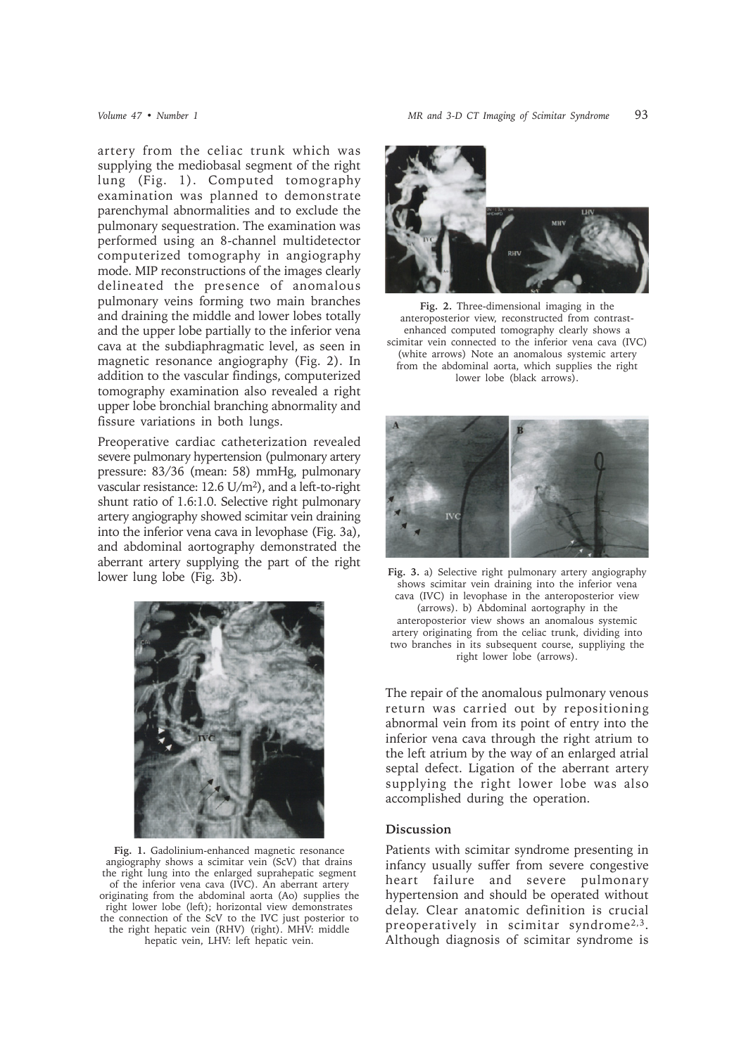artery from the celiac trunk which was supplying the mediobasal segment of the right lung (Fig. 1). Computed tomography examination was planned to demonstrate parenchymal abnormalities and to exclude the pulmonary sequestration. The examination was performed using an 8-channel multidetector computerized tomography in angiography mode. MIP reconstructions of the images clearly delineated the presence of anomalous pulmonary veins forming two main branches and draining the middle and lower lobes totally and the upper lobe partially to the inferior vena cava at the subdiaphragmatic level, as seen in magnetic resonance angiography (Fig. 2). In addition to the vascular findings, computerized tomography examination also revealed a right upper lobe bronchial branching abnormality and fissure variations in both lungs.

Preoperative cardiac catheterization revealed severe pulmonary hypertension (pulmonary artery pressure: 83/36 (mean: 58) mmHg, pulmonary vascular resistance: 12.6 U/m$^2$), and a left-to-right shunt ratio of 1.6:1.0. Selective right pulmonary artery angiography showed scimitar vein draining into the inferior vena cava in levophase (Fig. 3a), and abdominal aortography demonstrated the aberrant artery supplying the part of the right lower lung lobe (Fig. 3b).

**Fig. 1.** Gadolinium-enhanced magnetic resonance angiography shows a scimitar vein (ScV) that drains the right lung into the enlarged suprahepatic segment of the inferior vena cava (IVC). An aberrant artery originating from the abdominal aorta (Ao) supplies the right lower lobe (left); horizontal view demonstrates the connection of the ScV to the IVC just posterior to the right hepatic vein (RHV) (right). MHV: middle hepatic vein, LHV: left hepatic vein.

**Fig. 2.** Three-dimensional imaging in the anteroposterior view, reconstructed from contrast-enhanced computed tomography clearly shows a scimitar vein connected to the inferior vena cava (IVC) (white arrows) Note an anomalous systemic artery from the abdominal aorta, which supplies the right lower lobe (black arrows).

**Fig. 3.** a) Selective right pulmonary artery angiography shows scimitar vein draining into the inferior vena cava (IVC) in levophase in the anteroposterior view (arrows). b) Abdominal aortography in the anteroposterior view shows an anomalous systemic artery originating from the celiac trunk, dividing into two branches in its subsequent course, suppliying the right lower lobe (arrows).

The repair of the anomalous pulmonary venous return was carried out by repositioning abnormal vein from its point of entry into the inferior vena cava through the right atrium to the left atrium by the way of an enlarged atrial septal defect. Ligation of the aberrant artery supplying the right lower lobe was also accomplished during the operation.

## Discussion

Patients with scimitar syndrome presenting in infancy usually suffer from severe congestive heart failure and severe pulmonary hypertension and should be operated without delay. Clear anatomic definition is crucial preoperatively in scimitar syndrome[2,3]. Although diagnosis of scimitar syndrome is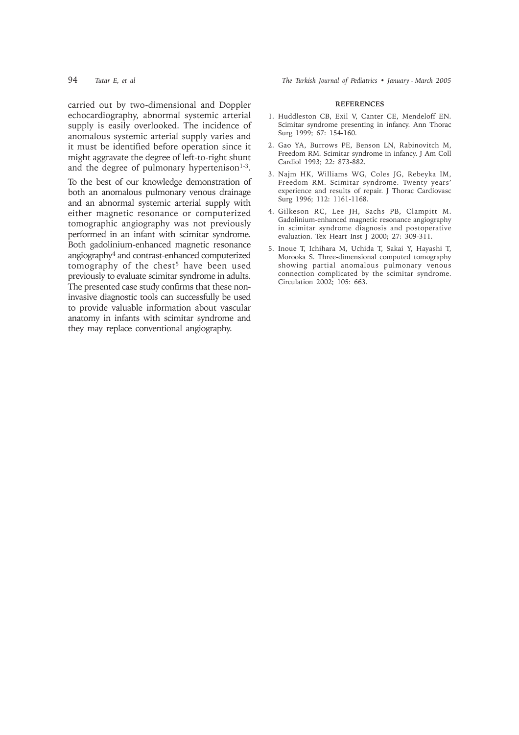carried out by two-dimensional and Doppler echocardiography, abnormal systemic arterial supply is easily overlooked. The incidence of anomalous systemic arterial supply varies and it must be identified before operation since it might aggravate the degree of left-to-right shunt and the degree of pulmonary hypertenison[1-3].

To the best of our knowledge demonstration of both an anomalous pulmonary venous drainage and an abnormal systemic arterial supply with either magnetic resonance or computerized tomographic angiography was not previously performed in an infant with scimitar syndrome. Both gadolinium-enhanced magnetic resonance angiography[4] and contrast-enhanced computerized tomography of the chest[5] have been used previously to evaluate scimitar syndrome in adults. The presented case study confirms that these non-invasive diagnostic tools can successfully be used to provide valuable information about vascular anatomy in infants with scimitar syndrome and they may replace conventional angiography.

## REFERENCES

1. Huddleston CB, Exil V, Canter CE, Mendeloff EN. Scimitar syndrome presenting in infancy. Ann Thorac Surg 1999; 67: 154-160.
2. Gao YA, Burrows PE, Benson LN, Rabinovitch M, Freedom RM. Scimitar syndrome in infancy. J Am Coll Cardiol 1993; 22: 873-882.
3. Najm HK, Williams WG, Coles JG, Rebeyka IM, Freedom RM. Scimitar syndrome. Twenty years' experience and results of repair. J Thorac Cardiovasc Surg 1996; 112: 1161-1168.
4. Gilkeson RC, Lee JH, Sachs PB, Clampitt M. Gadolinium-enhanced magnetic resonance angiography in scimitar syndrome diagnosis and postoperative evaluation. Tex Heart Inst J 2000; 27: 309-311.
5. Inoue T, Ichihara M, Uchida T, Sakai Y, Hayashi T, Morooka S. Three-dimensional computed tomography showing partial anomalous pulmonary venous connection complicated by the scimitar syndrome. Circulation 2002; 105: 663.